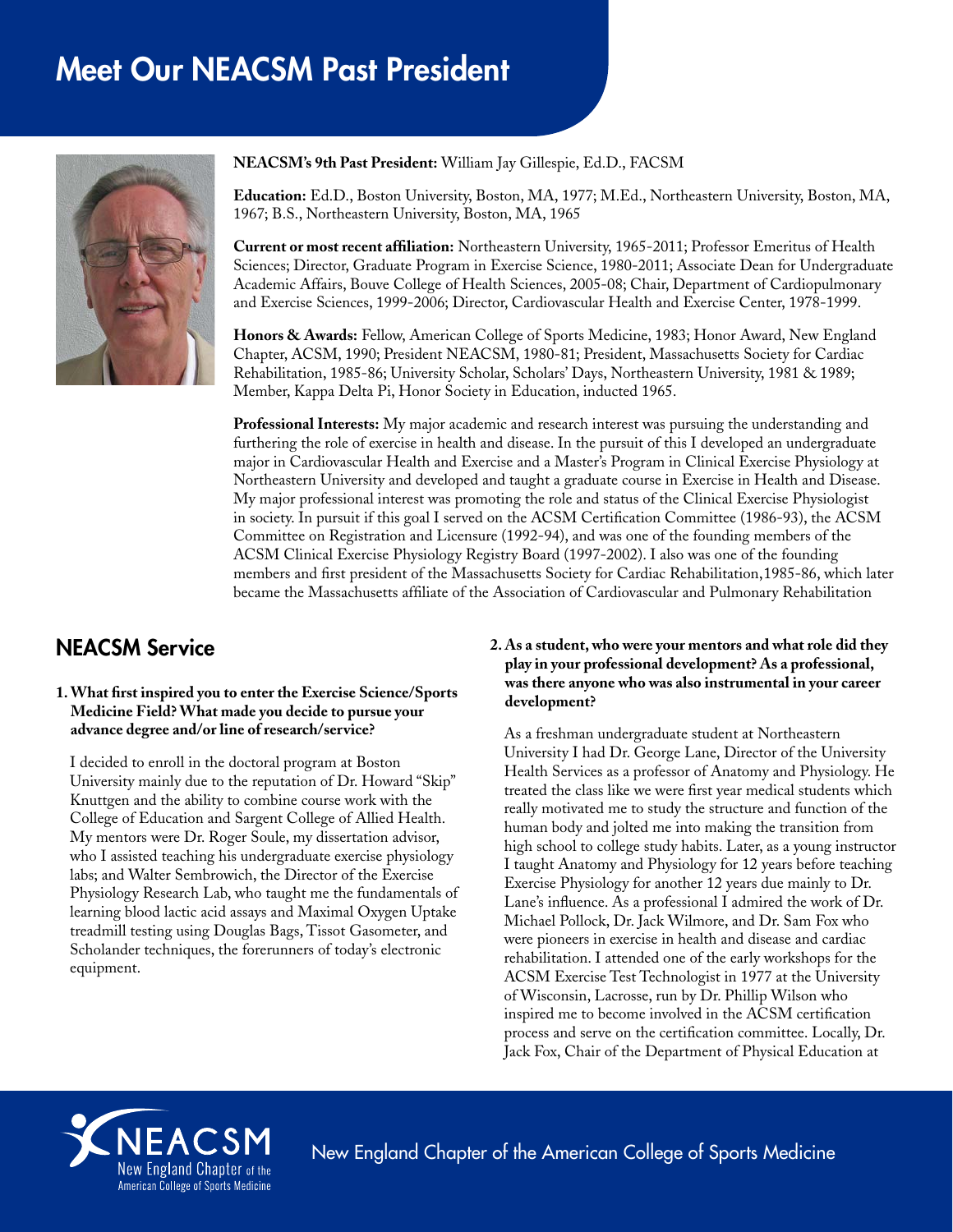# Meet Our NEACSM Past President

**NEACSM's 9th Past President:** William Jay Gillespie, Ed.D., FACSM

**Education:** Ed.D., Boston University, Boston, MA, 1977; M.Ed., Northeastern University, Boston, MA, 1967; B.S., Northeastern University, Boston, MA, 1965

**Current or most recent affiliation:** Northeastern University, 1965-2011; Professor Emeritus of Health Sciences; Director, Graduate Program in Exercise Science, 1980-2011; Associate Dean for Undergraduate Academic Affairs, Bouve College of Health Sciences, 2005-08; Chair, Department of Cardiopulmonary and Exercise Sciences, 1999-2006; Director, Cardiovascular Health and Exercise Center, 1978-1999.

**Honors & Awards:** Fellow, American College of Sports Medicine, 1983; Honor Award, New England Chapter, ACSM, 1990; President NEACSM, 1980-81; President, Massachusetts Society for Cardiac Rehabilitation, 1985-86; University Scholar, Scholars' Days, Northeastern University, 1981 & 1989; Member, Kappa Delta Pi, Honor Society in Education, inducted 1965.

**Professional Interests:** My major academic and research interest was pursuing the understanding and furthering the role of exercise in health and disease. In the pursuit of this I developed an undergraduate major in Cardiovascular Health and Exercise and a Master's Program in Clinical Exercise Physiology at Northeastern University and developed and taught a graduate course in Exercise in Health and Disease. My major professional interest was promoting the role and status of the Clinical Exercise Physiologist in society. In pursuit if this goal I served on the ACSM Certification Committee (1986-93), the ACSM Committee on Registration and Licensure (1992-94), and was one of the founding members of the ACSM Clinical Exercise Physiology Registry Board (1997-2002). I also was one of the founding members and first president of the Massachusetts Society for Cardiac Rehabilitation,1985-86, which later became the Massachusetts affiliate of the Association of Cardiovascular and Pulmonary Rehabilitation

## NEACSM Service

**1. What first inspired you to enter the Exercise Science/Sports Medicine Field? What made you decide to pursue your advance degree and/or line of research/service?**

I decided to enroll in the doctoral program at Boston University mainly due to the reputation of Dr. Howard "Skip" Knuttgen and the ability to combine course work with the College of Education and Sargent College of Allied Health. My mentors were Dr. Roger Soule, my dissertation advisor, who I assisted teaching his undergraduate exercise physiology labs; and Walter Sembrowich, the Director of the Exercise Physiology Research Lab, who taught me the fundamentals of learning blood lactic acid assays and Maximal Oxygen Uptake treadmill testing using Douglas Bags, Tissot Gasometer, and Scholander techniques, the forerunners of today's electronic equipment.

**2. As a student, who were your mentors and what role did they play in your professional development? As a professional, was there anyone who was also instrumental in your career development?**

As a freshman undergraduate student at Northeastern University I had Dr. George Lane, Director of the University Health Services as a professor of Anatomy and Physiology. He treated the class like we were first year medical students which really motivated me to study the structure and function of the human body and jolted me into making the transition from high school to college study habits. Later, as a young instructor I taught Anatomy and Physiology for 12 years before teaching Exercise Physiology for another 12 years due mainly to Dr. Lane's influence. As a professional I admired the work of Dr. Michael Pollock, Dr. Jack Wilmore, and Dr. Sam Fox who were pioneers in exercise in health and disease and cardiac rehabilitation. I attended one of the early workshops for the ACSM Exercise Test Technologist in 1977 at the University of Wisconsin, Lacrosse, run by Dr. Phillip Wilson who inspired me to become involved in the ACSM certification process and serve on the certification committee. Locally, Dr. Jack Fox, Chair of the Department of Physical Education at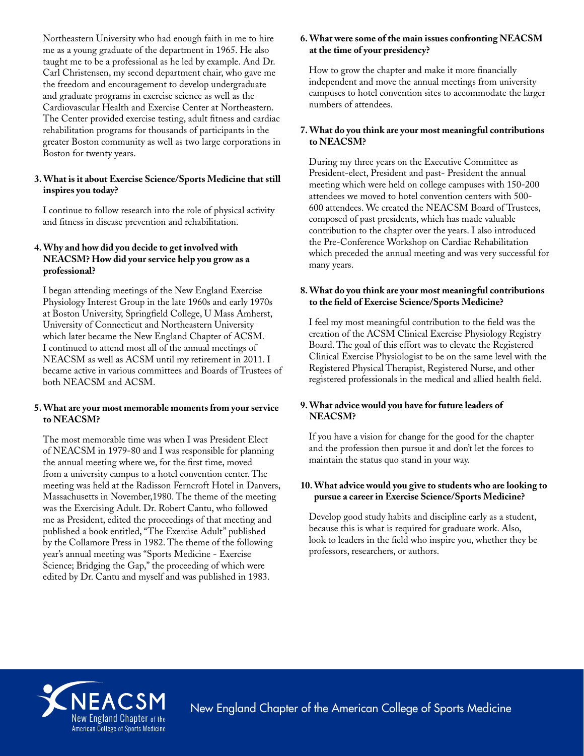Northeastern University who had enough faith in me to hire me as a young graduate of the department in 1965. He also taught me to be a professional as he led by example. And Dr. Carl Christensen, my second department chair, who gave me the freedom and encouragement to develop undergraduate and graduate programs in exercise science as well as the Cardiovascular Health and Exercise Center at Northeastern. The Center provided exercise testing, adult fitness and cardiac rehabilitation programs for thousands of participants in the greater Boston community as well as two large corporations in Boston for twenty years.

**3. What is it about Exercise Science/Sports Medicine that still inspires you today?**

I continue to follow research into the role of physical activity and fitness in disease prevention and rehabilitation.

**4. Why and how did you decide to get involved with NEACSM? How did your service help you grow as a professional?**

I began attending meetings of the New England Exercise Physiology Interest Group in the late 1960s and early 1970s at Boston University, Springfield College, U Mass Amherst, University of Connecticut and Northeastern University which later became the New England Chapter of ACSM. I continued to attend most all of the annual meetings of NEACSM as well as ACSM until my retirement in 2011. I became active in various committees and Boards of Trustees of both NEACSM and ACSM.

**5. What are your most memorable moments from your service to NEACSM?**

The most memorable time was when I was President Elect of NEACSM in 1979-80 and I was responsible for planning the annual meeting where we, for the first time, moved from a university campus to a hotel convention center. The meeting was held at the Radisson Ferncroft Hotel in Danvers, Massachusetts in November,1980. The theme of the meeting was the Exercising Adult. Dr. Robert Cantu, who followed me as President, edited the proceedings of that meeting and published a book entitled, "The Exercise Adult" published by the Collamore Press in 1982. The theme of the following year's annual meeting was "Sports Medicine - Exercise Science; Bridging the Gap," the proceeding of which were edited by Dr. Cantu and myself and was published in 1983.

**6. What were some of the main issues confronting NEACSM at the time of your presidency?**

How to grow the chapter and make it more financially independent and move the annual meetings from university campuses to hotel convention sites to accommodate the larger numbers of attendees.

**7. What do you think are your most meaningful contributions to NEACSM?**

During my three years on the Executive Committee as President-elect, President and past- President the annual meeting which were held on college campuses with 150-200 attendees we moved to hotel convention centers with 500-600 attendees. We created the NEACSM Board of Trustees, composed of past presidents, which has made valuable contribution to the chapter over the years. I also introduced the Pre-Conference Workshop on Cardiac Rehabilitation which preceded the annual meeting and was very successful for many years.

**8. What do you think are your most meaningful contributions to the field of Exercise Science/Sports Medicine?**

I feel my most meaningful contribution to the field was the creation of the ACSM Clinical Exercise Physiology Registry Board. The goal of this effort was to elevate the Registered Clinical Exercise Physiologist to be on the same level with the Registered Physical Therapist, Registered Nurse, and other registered professionals in the medical and allied health field.

**9. What advice would you have for future leaders of NEACSM?**

If you have a vision for change for the good for the chapter and the profession then pursue it and don't let the forces to maintain the status quo stand in your way.

**10. What advice would you give to students who are looking to pursue a career in Exercise Science/Sports Medicine?**

Develop good study habits and discipline early as a student, because this is what is required for graduate work. Also, look to leaders in the field who inspire you, whether they be professors, researchers, or authors.